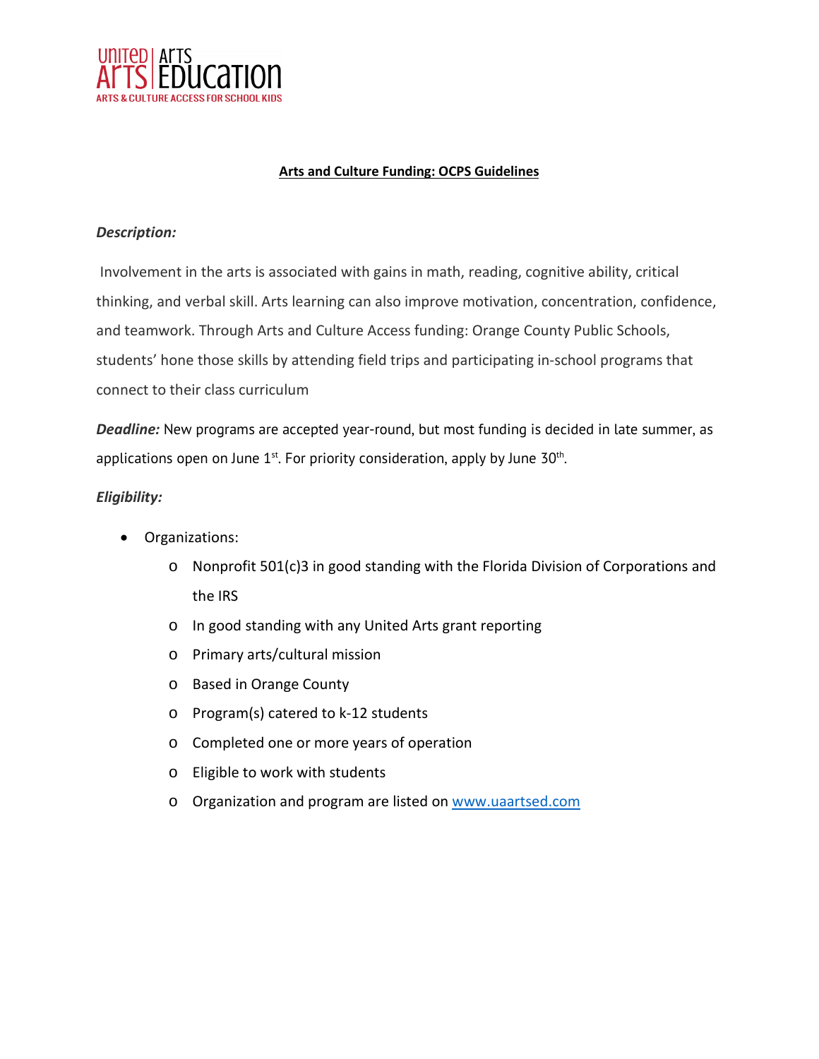UNITED ARTS | ARTS EDUCATION
ARTS & CULTURE ACCESS FOR SCHOOL KIDS

## Arts and Culture Funding: OCPS Guidelines

***Description:***

Involvement in the arts is associated with gains in math, reading, cognitive ability, critical thinking, and verbal skill. Arts learning can also improve motivation, concentration, confidence, and teamwork. Through Arts and Culture Access funding: Orange County Public Schools, students' hone those skills by attending field trips and participating in-school programs that connect to their class curriculum

***Deadline:*** New programs are accepted year-round, but most funding is decided in late summer, as applications open on June 1st. For priority consideration, apply by June 30th.

***Eligibility:***

- Organizations:
  - Nonprofit 501(c)3 in good standing with the Florida Division of Corporations and the IRS
  - In good standing with any United Arts grant reporting
  - Primary arts/cultural mission
  - Based in Orange County
  - Program(s) catered to k-12 students
  - Completed one or more years of operation
  - Eligible to work with students
  - Organization and program are listed on [www.uaartsed.com](http://www.uaartsed.com)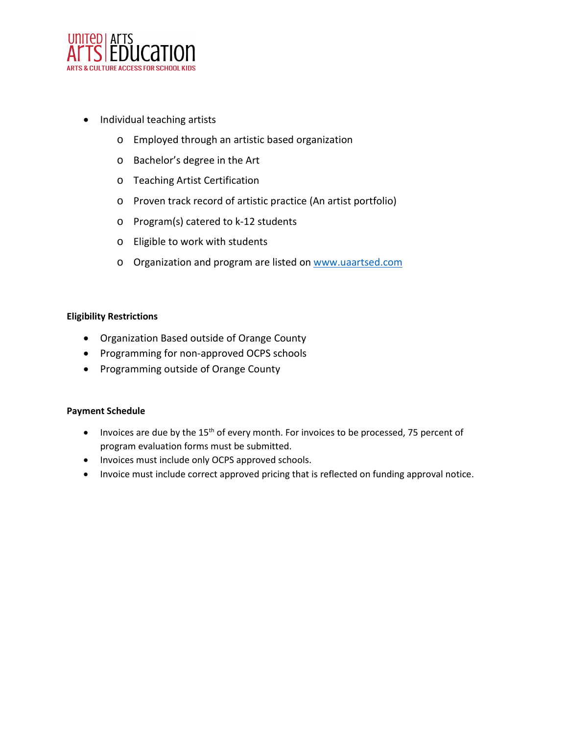- Individual teaching artists
  - Employed through an artistic based organization
  - Bachelor's degree in the Art
  - Teaching Artist Certification
  - Proven track record of artistic practice (An artist portfolio)
  - Program(s) catered to k-12 students
  - Eligible to work with students
  - Organization and program are listed on www.uaartsed.com

**Eligibility Restrictions**

- Organization Based outside of Orange County
- Programming for non-approved OCPS schools
- Programming outside of Orange County

**Payment Schedule**

- Invoices are due by the 15th of every month. For invoices to be processed, 75 percent of program evaluation forms must be submitted.
- Invoices must include only OCPS approved schools.
- Invoice must include correct approved pricing that is reflected on funding approval notice.